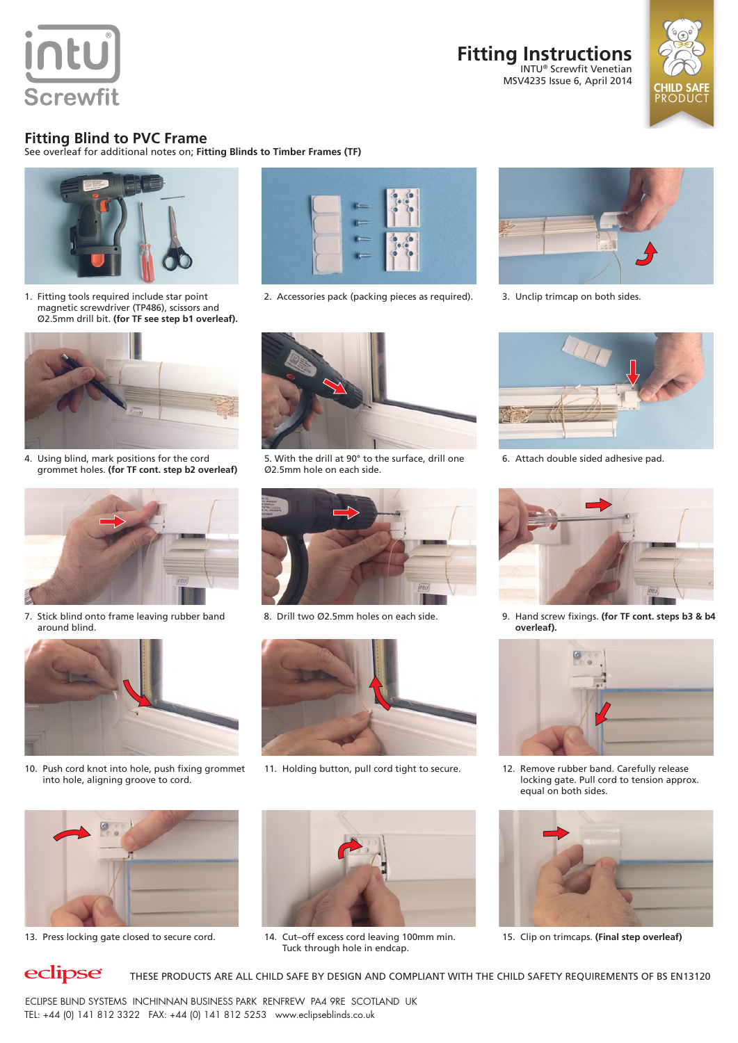intu®
Screwfit

# Fitting Instructions

INTU® Screwfit Venetian
MSV4235 Issue 6, April 2014

CHILD SAFE PRODUCT

## Fitting Blind to PVC Frame

See overleaf for additional notes on; **Fitting Blinds to Timber Frames (TF)**

1. Fitting tools required include star point magnetic screwdriver (TP486), scissors and Ø2.5mm drill bit. **(for TF see step b1 overleaf).**

2. Accessories pack (packing pieces as required).

3. Unclip trimcap on both sides.

4. Using blind, mark positions for the cord grommet holes. **(for TF cont. step b2 overleaf)**

5. With the drill at 90° to the surface, drill one Ø2.5mm hole on each side.

6. Attach double sided adhesive pad.

7. Stick blind onto frame leaving rubber band around blind.

8. Drill two Ø2.5mm holes on each side.

9. Hand screw fixings. **(for TF cont. steps b3 & b4 overleaf).**

10. Push cord knot into hole, push fixing grommet into hole, aligning groove to cord.

11. Holding button, pull cord tight to secure.

12. Remove rubber band. Carefully release locking gate. Pull cord to tension approx. equal on both sides.

13. Press locking gate closed to secure cord.

14. Cut–off excess cord leaving 100mm min. Tuck through hole in endcap.

15. Clip on trimcaps. **(Final step overleaf)**

eclipse

THESE PRODUCTS ARE ALL CHILD SAFE BY DESIGN AND COMPLIANT WITH THE CHILD SAFETY REQUIREMENTS OF BS EN13120

ECLIPSE BLIND SYSTEMS INCHINNAN BUSINESS PARK RENFREW PA4 9RE SCOTLAND UK
TEL: +44 (0) 141 812 3322 FAX: +44 (0) 141 812 5253 www.eclipseblinds.co.uk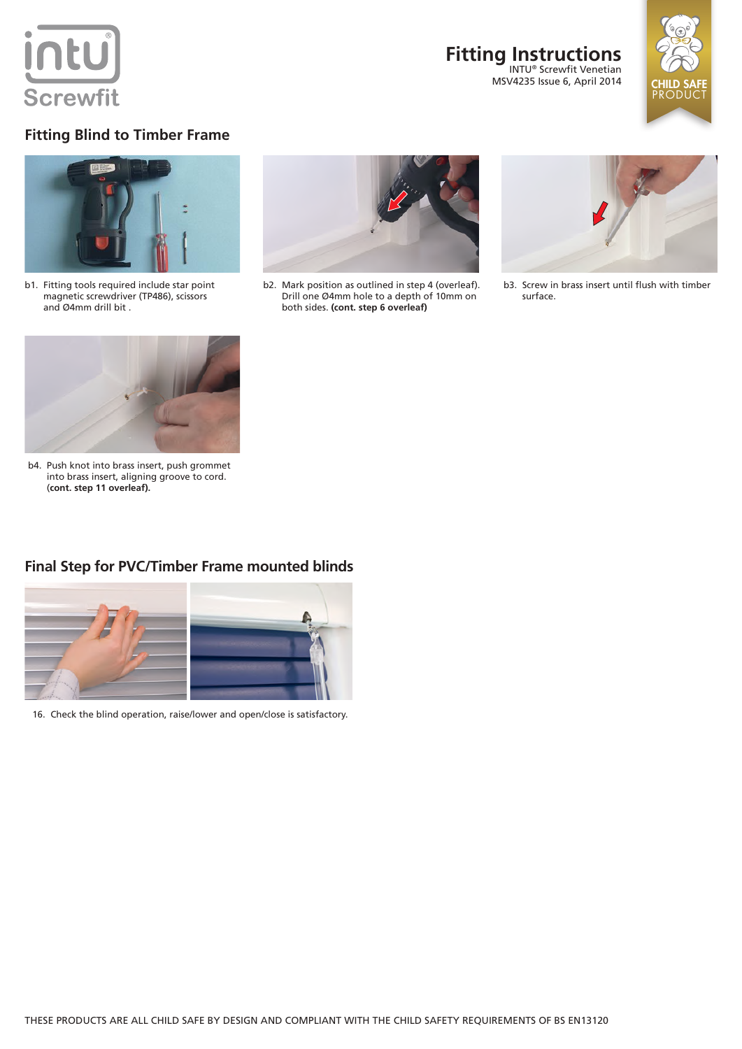# Fitting Instructions

INTU® Screwfit Venetian
MSV4235 Issue 6, April 2014

## Fitting Blind to Timber Frame

b1. Fitting tools required include star point magnetic screwdriver (TP486), scissors and Ø4mm drill bit .

b2. Mark position as outlined in step 4 (overleaf). Drill one Ø4mm hole to a depth of 10mm on both sides. **(cont. step 6 overleaf)**

b3. Screw in brass insert until flush with timber surface.

b4. Push knot into brass insert, push grommet into brass insert, aligning groove to cord. **(cont. step 11 overleaf).**

## Final Step for PVC/Timber Frame mounted blinds

16. Check the blind operation, raise/lower and open/close is satisfactory.

THESE PRODUCTS ARE ALL CHILD SAFE BY DESIGN AND COMPLIANT WITH THE CHILD SAFETY REQUIREMENTS OF BS EN13120